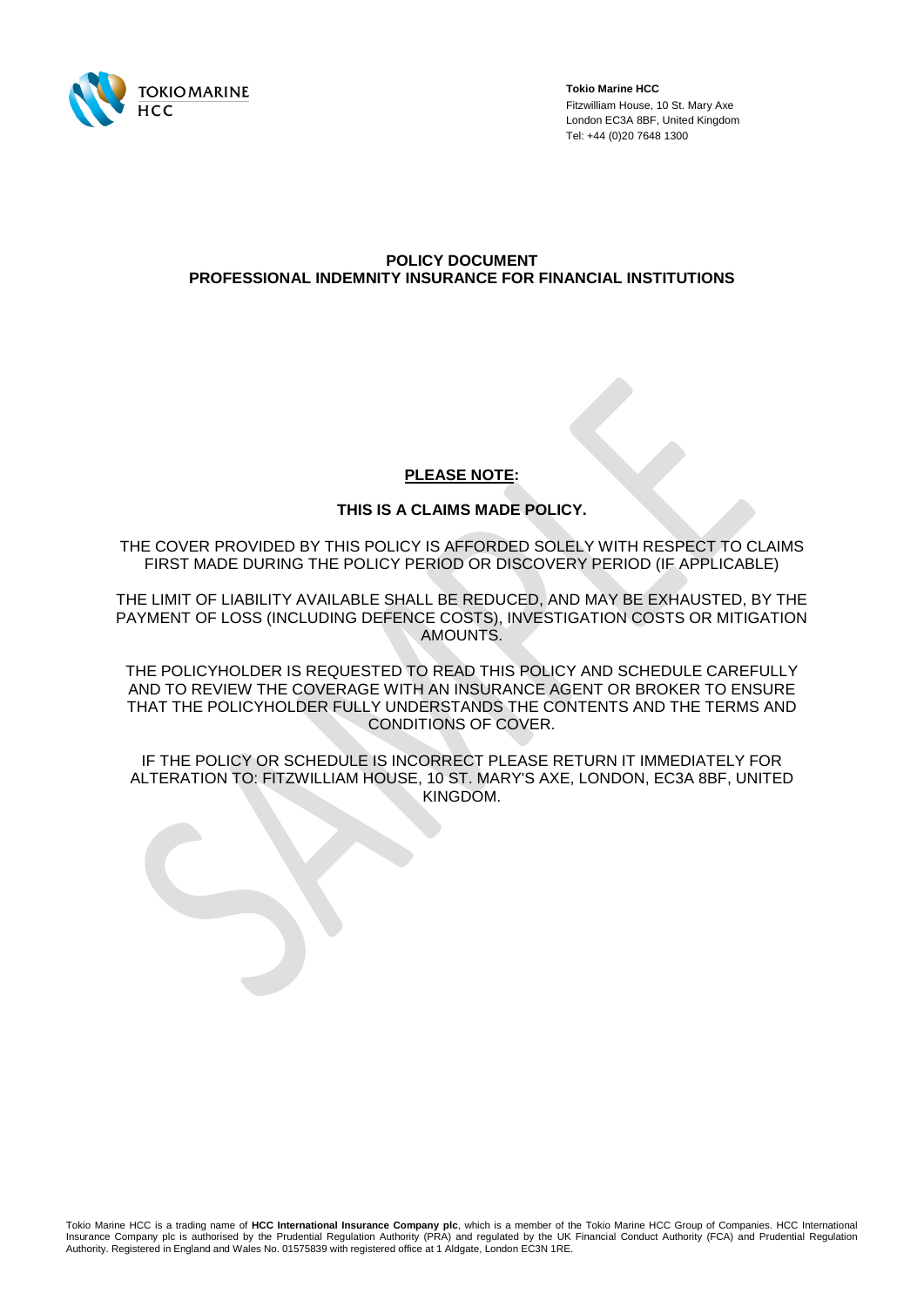**Tokio Marine HCC**
Fitzwilliam House, 10 St. Mary Axe
London EC3A 8BF, United Kingdom
Tel: +44 (0)20 7648 1300

# POLICY DOCUMENT
# PROFESSIONAL INDEMNITY INSURANCE FOR FINANCIAL INSTITUTIONS

**PLEASE NOTE:**

**THIS IS A CLAIMS MADE POLICY.**

THE COVER PROVIDED BY THIS POLICY IS AFFORDED SOLELY WITH RESPECT TO CLAIMS FIRST MADE DURING THE POLICY PERIOD OR DISCOVERY PERIOD (IF APPLICABLE)

THE LIMIT OF LIABILITY AVAILABLE SHALL BE REDUCED, AND MAY BE EXHAUSTED, BY THE PAYMENT OF LOSS (INCLUDING DEFENCE COSTS), INVESTIGATION COSTS OR MITIGATION AMOUNTS.

THE POLICYHOLDER IS REQUESTED TO READ THIS POLICY AND SCHEDULE CAREFULLY AND TO REVIEW THE COVERAGE WITH AN INSURANCE AGENT OR BROKER TO ENSURE THAT THE POLICYHOLDER FULLY UNDERSTANDS THE CONTENTS AND THE TERMS AND CONDITIONS OF COVER.

IF THE POLICY OR SCHEDULE IS INCORRECT PLEASE RETURN IT IMMEDIATELY FOR ALTERATION TO: FITZWILLIAM HOUSE, 10 ST. MARY'S AXE, LONDON, EC3A 8BF, UNITED KINGDOM.

Tokio Marine HCC is a trading name of **HCC International Insurance Company plc**, which is a member of the Tokio Marine HCC Group of Companies. HCC International Insurance Company plc is authorised by the Prudential Regulation Authority (PRA) and regulated by the UK Financial Conduct Authority (FCA) and Prudential Regulation Authority. Registered in England and Wales No. 01575839 with registered office at 1 Aldgate, London EC3N 1RE.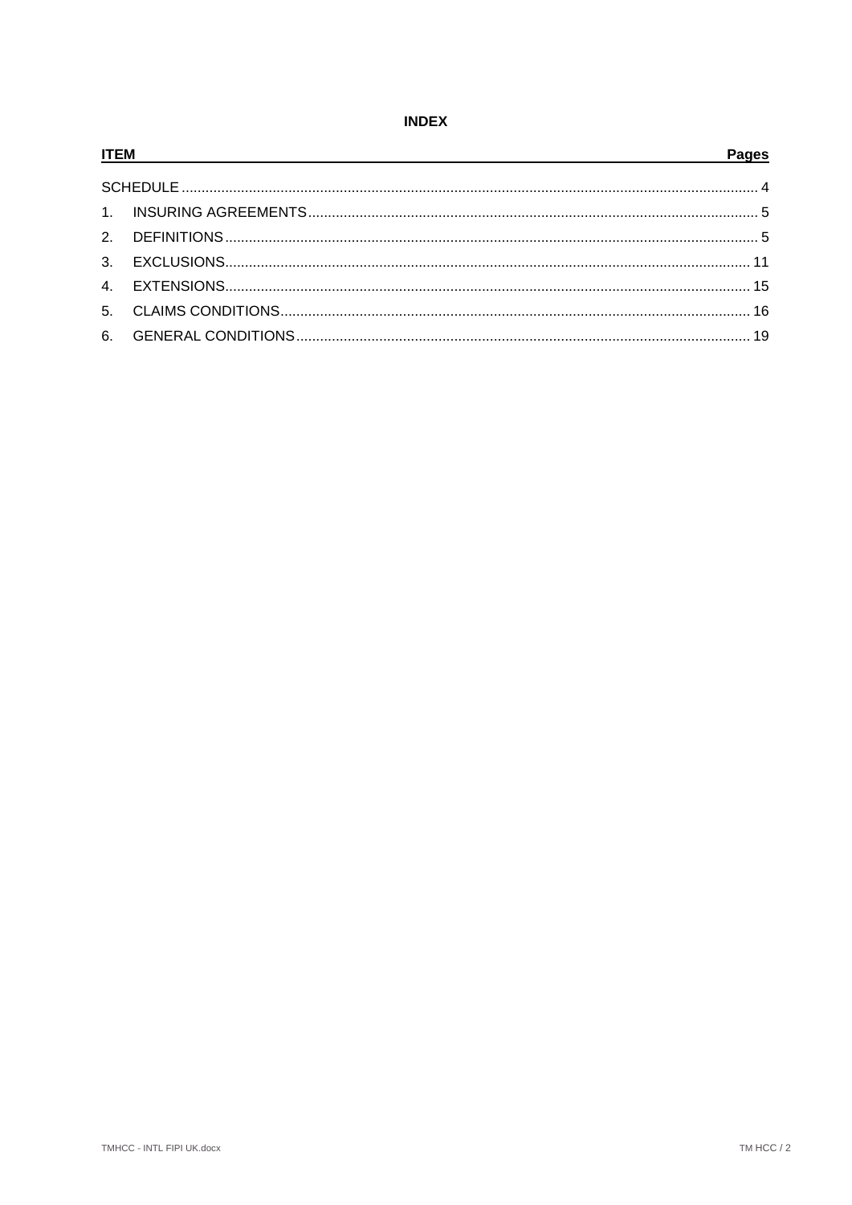# INDEX

| ITEM | Pages |
| --- | --- |
| SCHEDULE | 4 |
| 1. INSURING AGREEMENTS | 5 |
| 2. DEFINITIONS | 5 |
| 3. EXCLUSIONS | 11 |
| 4. EXTENSIONS | 15 |
| 5. CLAIMS CONDITIONS | 16 |
| 6. GENERAL CONDITIONS | 19 |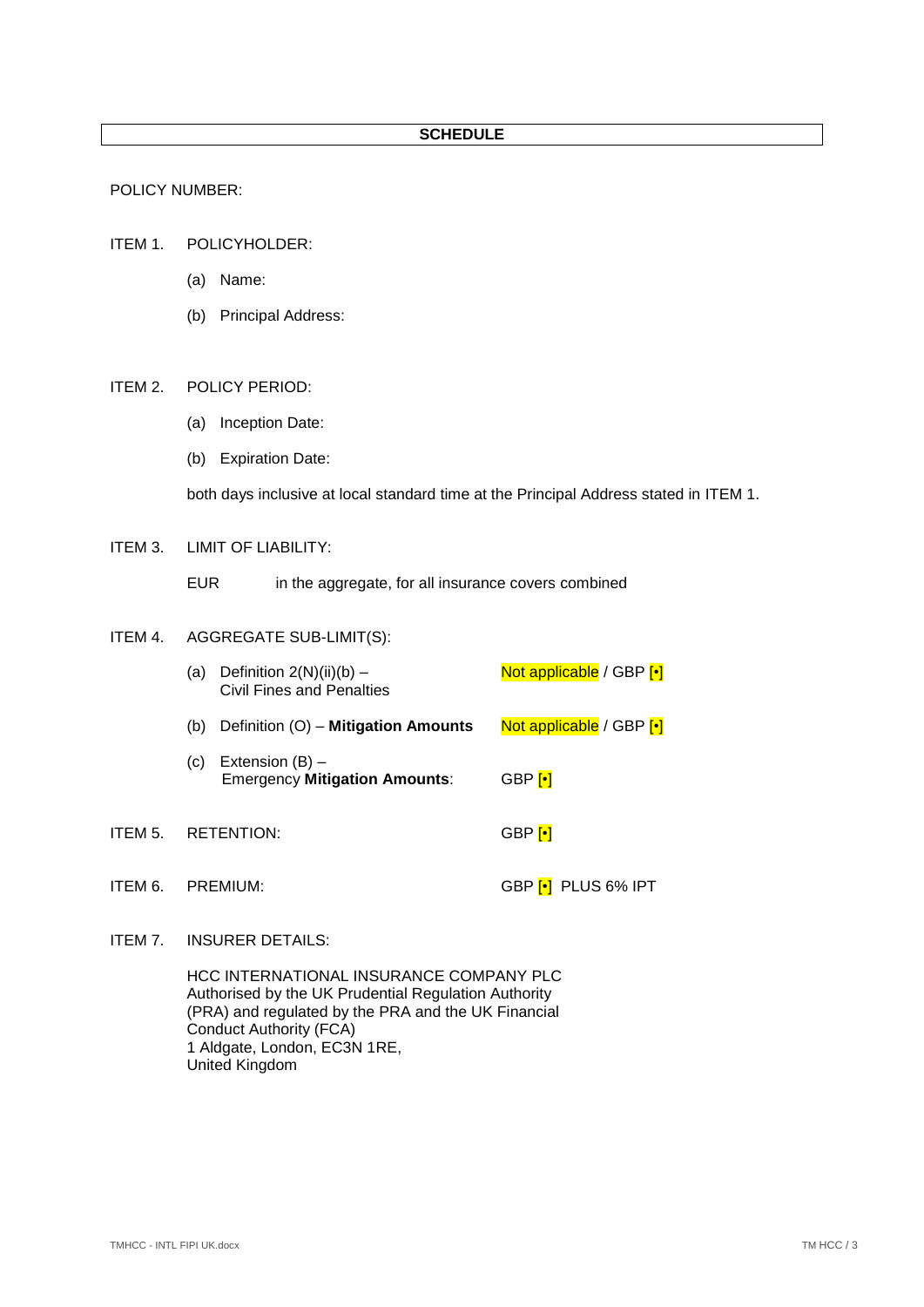## SCHEDULE

POLICY NUMBER:

ITEM 1. POLICYHOLDER:

(a) Name:

(b) Principal Address:

ITEM 2. POLICY PERIOD:

(a) Inception Date:

(b) Expiration Date:

both days inclusive at local standard time at the Principal Address stated in ITEM 1.

ITEM 3. LIMIT OF LIABILITY:

EUR in the aggregate, for all insurance covers combined

ITEM 4. AGGREGATE SUB-LIMIT(S):

| | |
|---|---|
| (a) Definition 2(N)(ii)(b) – Civil Fines and Penalties | Not applicable / GBP [•] |
| (b) Definition (O) – **Mitigation Amounts** | Not applicable / GBP [•] |
| (c) Extension (B) – Emergency **Mitigation Amounts**: | GBP [•] |

ITEM 5. RETENTION: GBP [•]

ITEM 6. PREMIUM: GBP [•] PLUS 6% IPT

ITEM 7. INSURER DETAILS:

HCC INTERNATIONAL INSURANCE COMPANY PLC
Authorised by the UK Prudential Regulation Authority (PRA) and regulated by the PRA and the UK Financial Conduct Authority (FCA)
1 Aldgate, London, EC3N 1RE,
United Kingdom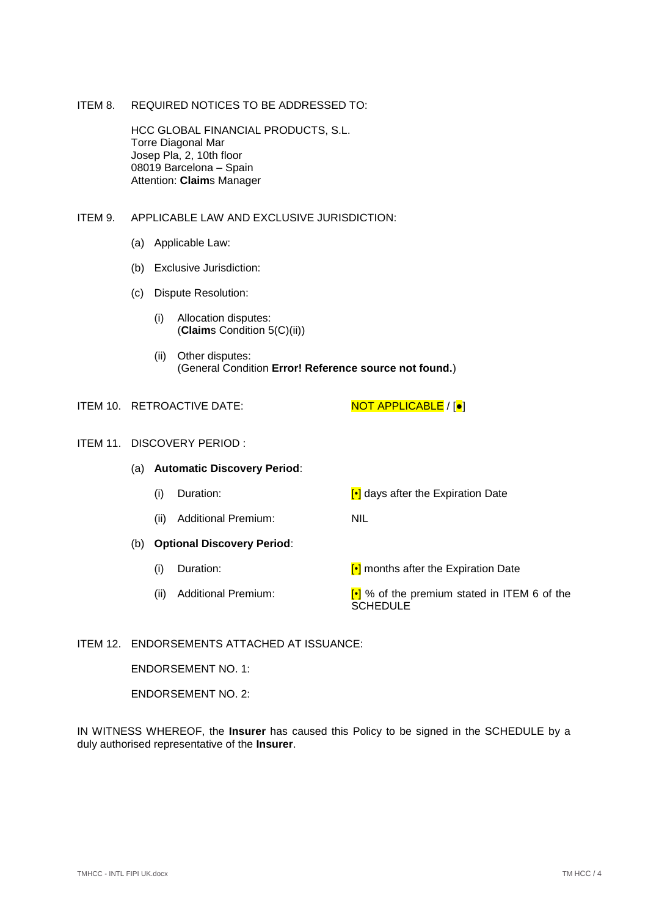ITEM 8. REQUIRED NOTICES TO BE ADDRESSED TO:

HCC GLOBAL FINANCIAL PRODUCTS, S.L.
Torre Diagonal Mar
Josep Pla, 2, 10th floor
08019 Barcelona – Spain
Attention: **Claim**s Manager

ITEM 9. APPLICABLE LAW AND EXCLUSIVE JURISDICTION:

(a) Applicable Law:

(b) Exclusive Jurisdiction:

(c) Dispute Resolution:

(i) Allocation disputes:
(**Claim**s Condition 5(C)(ii))

(ii) Other disputes:
(General Condition **Error! Reference source not found.**)

ITEM 10. RETROACTIVE DATE: NOT APPLICABLE / [•]

ITEM 11. DISCOVERY PERIOD :

(a) **Automatic Discovery Period**:

| | | |
|---|---|---|
| (i) | Duration: | [•] days after the Expiration Date |
| (ii) | Additional Premium: | NIL |

(b) **Optional Discovery Period**:

| | | |
|---|---|---|
| (i) | Duration: | [•] months after the Expiration Date |
| (ii) | Additional Premium: | [•] % of the premium stated in ITEM 6 of the SCHEDULE |

ITEM 12. ENDORSEMENTS ATTACHED AT ISSUANCE:

ENDORSEMENT NO. 1:

ENDORSEMENT NO. 2:

IN WITNESS WHEREOF, the **Insurer** has caused this Policy to be signed in the SCHEDULE by a duly authorised representative of the **Insurer**.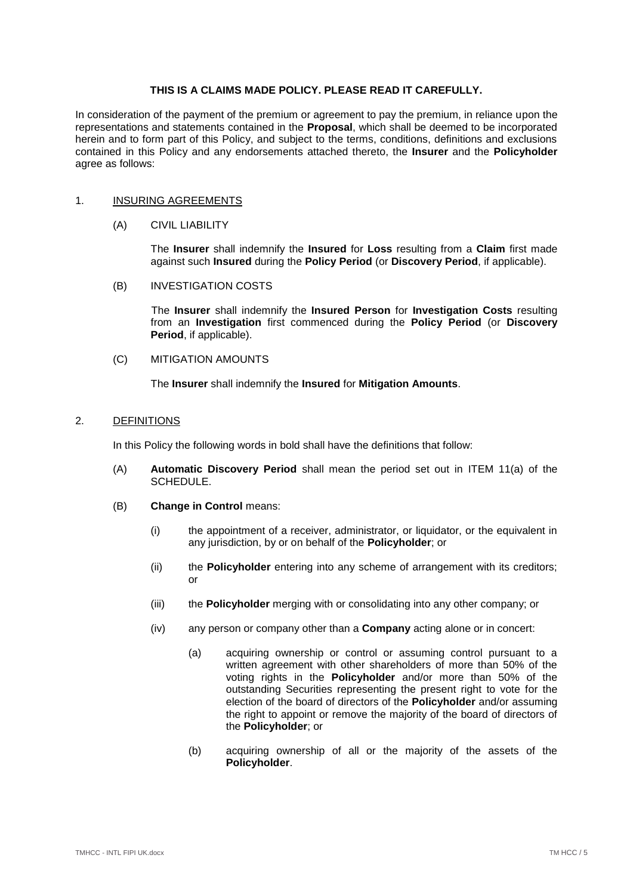**THIS IS A CLAIMS MADE POLICY. PLEASE READ IT CAREFULLY.**

In consideration of the payment of the premium or agreement to pay the premium, in reliance upon the representations and statements contained in the **Proposal**, which shall be deemed to be incorporated herein and to form part of this Policy, and subject to the terms, conditions, definitions and exclusions contained in this Policy and any endorsements attached thereto, the **Insurer** and the **Policyholder** agree as follows:

## 1. INSURING AGREEMENTS

(A) CIVIL LIABILITY

The **Insurer** shall indemnify the **Insured** for **Loss** resulting from a **Claim** first made against such **Insured** during the **Policy Period** (or **Discovery Period**, if applicable).

(B) INVESTIGATION COSTS

The **Insurer** shall indemnify the **Insured Person** for **Investigation Costs** resulting from an **Investigation** first commenced during the **Policy Period** (or **Discovery Period**, if applicable).

(C) MITIGATION AMOUNTS

The **Insurer** shall indemnify the **Insured** for **Mitigation Amounts**.

## 2. DEFINITIONS

In this Policy the following words in bold shall have the definitions that follow:

(A) **Automatic Discovery Period** shall mean the period set out in ITEM 11(a) of the SCHEDULE.

(B) **Change in Control** means:

(i) the appointment of a receiver, administrator, or liquidator, or the equivalent in any jurisdiction, by or on behalf of the **Policyholder**; or

(ii) the **Policyholder** entering into any scheme of arrangement with its creditors; or

(iii) the **Policyholder** merging with or consolidating into any other company; or

(iv) any person or company other than a **Company** acting alone or in concert:

(a) acquiring ownership or control or assuming control pursuant to a written agreement with other shareholders of more than 50% of the voting rights in the **Policyholder** and/or more than 50% of the outstanding Securities representing the present right to vote for the election of the board of directors of the **Policyholder** and/or assuming the right to appoint or remove the majority of the board of directors of the **Policyholder**; or

(b) acquiring ownership of all or the majority of the assets of the **Policyholder**.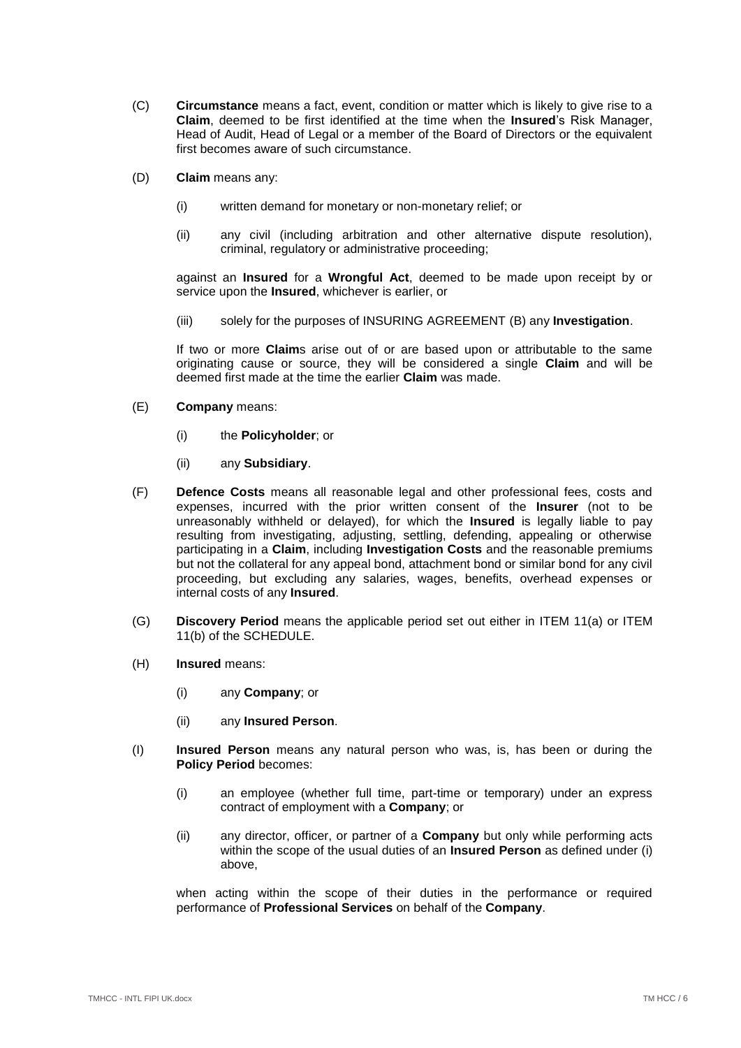(C) **Circumstance** means a fact, event, condition or matter which is likely to give rise to a **Claim**, deemed to be first identified at the time when the **Insured**'s Risk Manager, Head of Audit, Head of Legal or a member of the Board of Directors or the equivalent first becomes aware of such circumstance.

(D) **Claim** means any:

- (i) written demand for monetary or non-monetary relief; or
- (ii) any civil (including arbitration and other alternative dispute resolution), criminal, regulatory or administrative proceeding;

against an **Insured** for a **Wrongful Act**, deemed to be made upon receipt by or service upon the **Insured**, whichever is earlier, or

- (iii) solely for the purposes of INSURING AGREEMENT (B) any **Investigation**.

If two or more **Claim**s arise out of or are based upon or attributable to the same originating cause or source, they will be considered a single **Claim** and will be deemed first made at the time the earlier **Claim** was made.

(E) **Company** means:

- (i) the **Policyholder**; or
- (ii) any **Subsidiary**.

(F) **Defence Costs** means all reasonable legal and other professional fees, costs and expenses, incurred with the prior written consent of the **Insurer** (not to be unreasonably withheld or delayed), for which the **Insured** is legally liable to pay resulting from investigating, adjusting, settling, defending, appealing or otherwise participating in a **Claim**, including **Investigation Costs** and the reasonable premiums but not the collateral for any appeal bond, attachment bond or similar bond for any civil proceeding, but excluding any salaries, wages, benefits, overhead expenses or internal costs of any **Insured**.

(G) **Discovery Period** means the applicable period set out either in ITEM 11(a) or ITEM 11(b) of the SCHEDULE.

(H) **Insured** means:

- (i) any **Company**; or
- (ii) any **Insured Person**.

(I) **Insured Person** means any natural person who was, is, has been or during the **Policy Period** becomes:

- (i) an employee (whether full time, part-time or temporary) under an express contract of employment with a **Company**; or
- (ii) any director, officer, or partner of a **Company** but only while performing acts within the scope of the usual duties of an **Insured Person** as defined under (i) above,

when acting within the scope of their duties in the performance or required performance of **Professional Services** on behalf of the **Company**.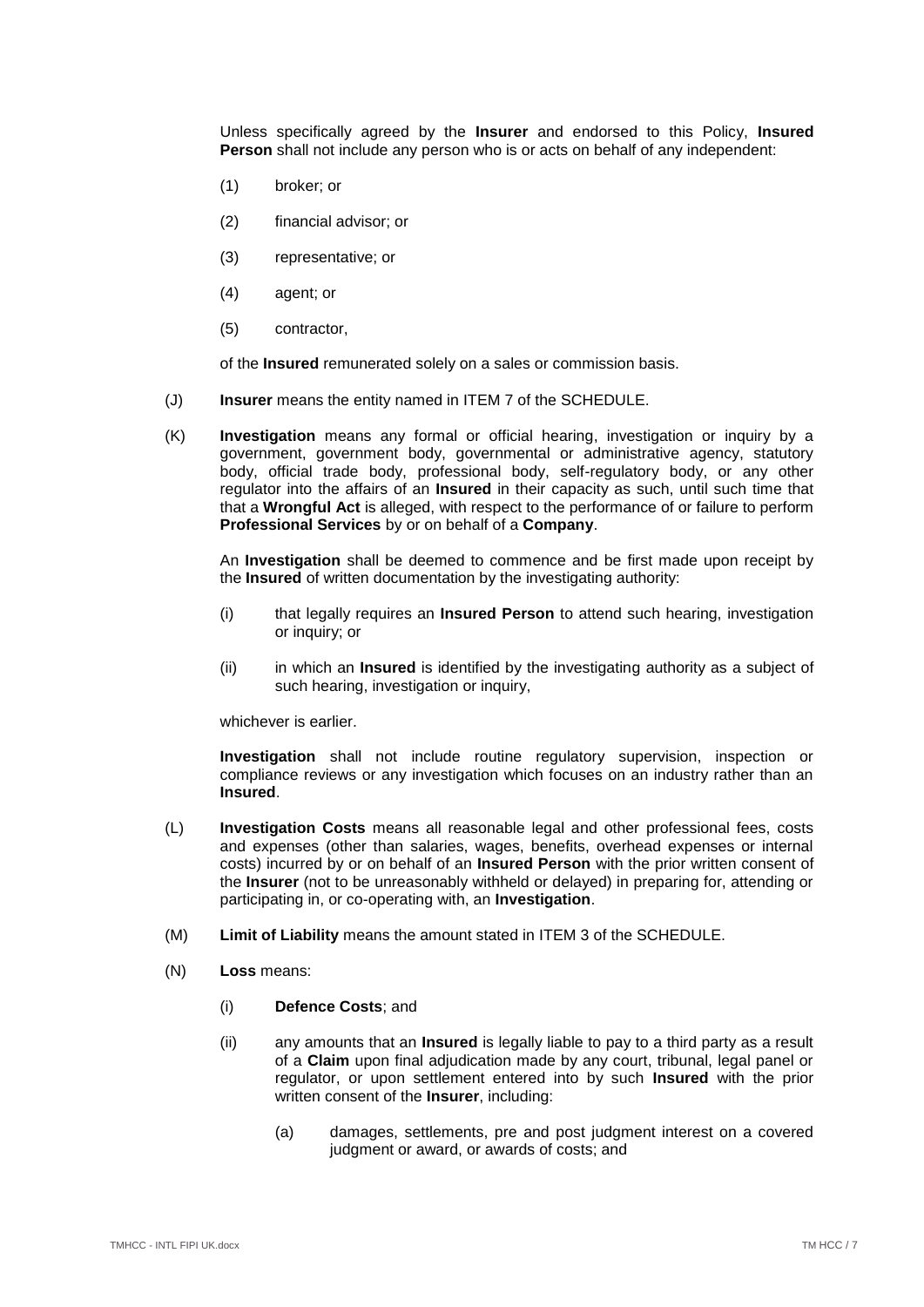Unless specifically agreed by the **Insurer** and endorsed to this Policy, **Insured Person** shall not include any person who is or acts on behalf of any independent:

(1) broker; or

(2) financial advisor; or

(3) representative; or

(4) agent; or

(5) contractor,

of the **Insured** remunerated solely on a sales or commission basis.

(J) **Insurer** means the entity named in ITEM 7 of the SCHEDULE.

(K) **Investigation** means any formal or official hearing, investigation or inquiry by a government, government body, governmental or administrative agency, statutory body, official trade body, professional body, self-regulatory body, or any other regulator into the affairs of an **Insured** in their capacity as such, until such time that that a **Wrongful Act** is alleged, with respect to the performance of or failure to perform **Professional Services** by or on behalf of a **Company**.

An **Investigation** shall be deemed to commence and be first made upon receipt by the **Insured** of written documentation by the investigating authority:

(i) that legally requires an **Insured Person** to attend such hearing, investigation or inquiry; or

(ii) in which an **Insured** is identified by the investigating authority as a subject of such hearing, investigation or inquiry,

whichever is earlier.

**Investigation** shall not include routine regulatory supervision, inspection or compliance reviews or any investigation which focuses on an industry rather than an **Insured**.

(L) **Investigation Costs** means all reasonable legal and other professional fees, costs and expenses (other than salaries, wages, benefits, overhead expenses or internal costs) incurred by or on behalf of an **Insured Person** with the prior written consent of the **Insurer** (not to be unreasonably withheld or delayed) in preparing for, attending or participating in, or co-operating with, an **Investigation**.

(M) **Limit of Liability** means the amount stated in ITEM 3 of the SCHEDULE.

(N) **Loss** means:

(i) **Defence Costs**; and

(ii) any amounts that an **Insured** is legally liable to pay to a third party as a result of a **Claim** upon final adjudication made by any court, tribunal, legal panel or regulator, or upon settlement entered into by such **Insured** with the prior written consent of the **Insurer**, including:

(a) damages, settlements, pre and post judgment interest on a covered judgment or award, or awards of costs; and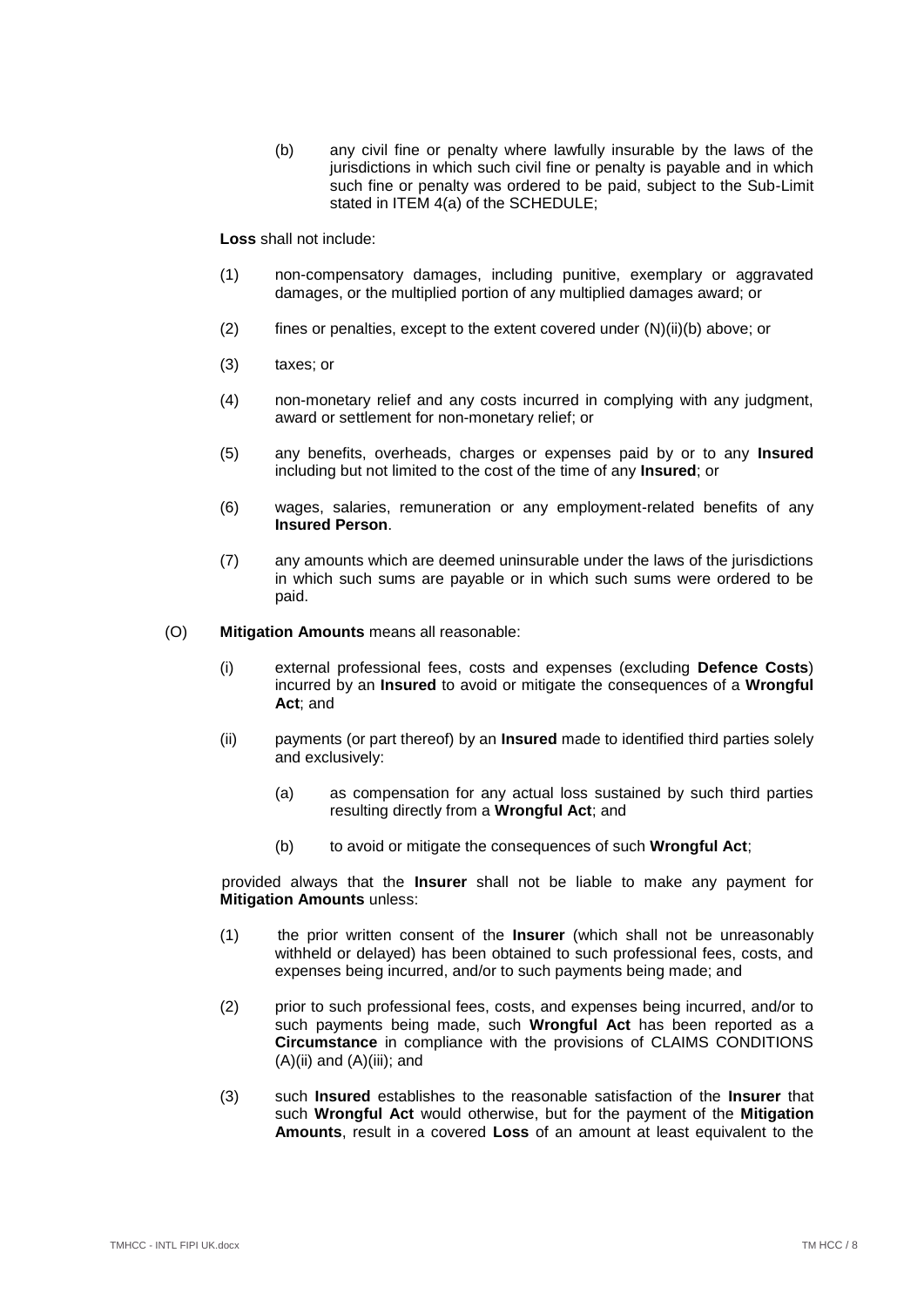(b) any civil fine or penalty where lawfully insurable by the laws of the jurisdictions in which such civil fine or penalty is payable and in which such fine or penalty was ordered to be paid, subject to the Sub-Limit stated in ITEM 4(a) of the SCHEDULE;

**Loss** shall not include:

(1) non-compensatory damages, including punitive, exemplary or aggravated damages, or the multiplied portion of any multiplied damages award; or

(2) fines or penalties, except to the extent covered under (N)(ii)(b) above; or

(3) taxes; or

(4) non-monetary relief and any costs incurred in complying with any judgment, award or settlement for non-monetary relief; or

(5) any benefits, overheads, charges or expenses paid by or to any **Insured** including but not limited to the cost of the time of any **Insured**; or

(6) wages, salaries, remuneration or any employment-related benefits of any **Insured Person**.

(7) any amounts which are deemed uninsurable under the laws of the jurisdictions in which such sums are payable or in which such sums were ordered to be paid.

(O) **Mitigation Amounts** means all reasonable:

(i) external professional fees, costs and expenses (excluding **Defence Costs**) incurred by an **Insured** to avoid or mitigate the consequences of a **Wrongful Act**; and

(ii) payments (or part thereof) by an **Insured** made to identified third parties solely and exclusively:

(a) as compensation for any actual loss sustained by such third parties resulting directly from a **Wrongful Act**; and

(b) to avoid or mitigate the consequences of such **Wrongful Act**;

provided always that the **Insurer** shall not be liable to make any payment for **Mitigation Amounts** unless:

(1) the prior written consent of the **Insurer** (which shall not be unreasonably withheld or delayed) has been obtained to such professional fees, costs, and expenses being incurred, and/or to such payments being made; and

(2) prior to such professional fees, costs, and expenses being incurred, and/or to such payments being made, such **Wrongful Act** has been reported as a **Circumstance** in compliance with the provisions of CLAIMS CONDITIONS (A)(ii) and (A)(iii); and

(3) such **Insured** establishes to the reasonable satisfaction of the **Insurer** that such **Wrongful Act** would otherwise, but for the payment of the **Mitigation Amounts**, result in a covered **Loss** of an amount at least equivalent to the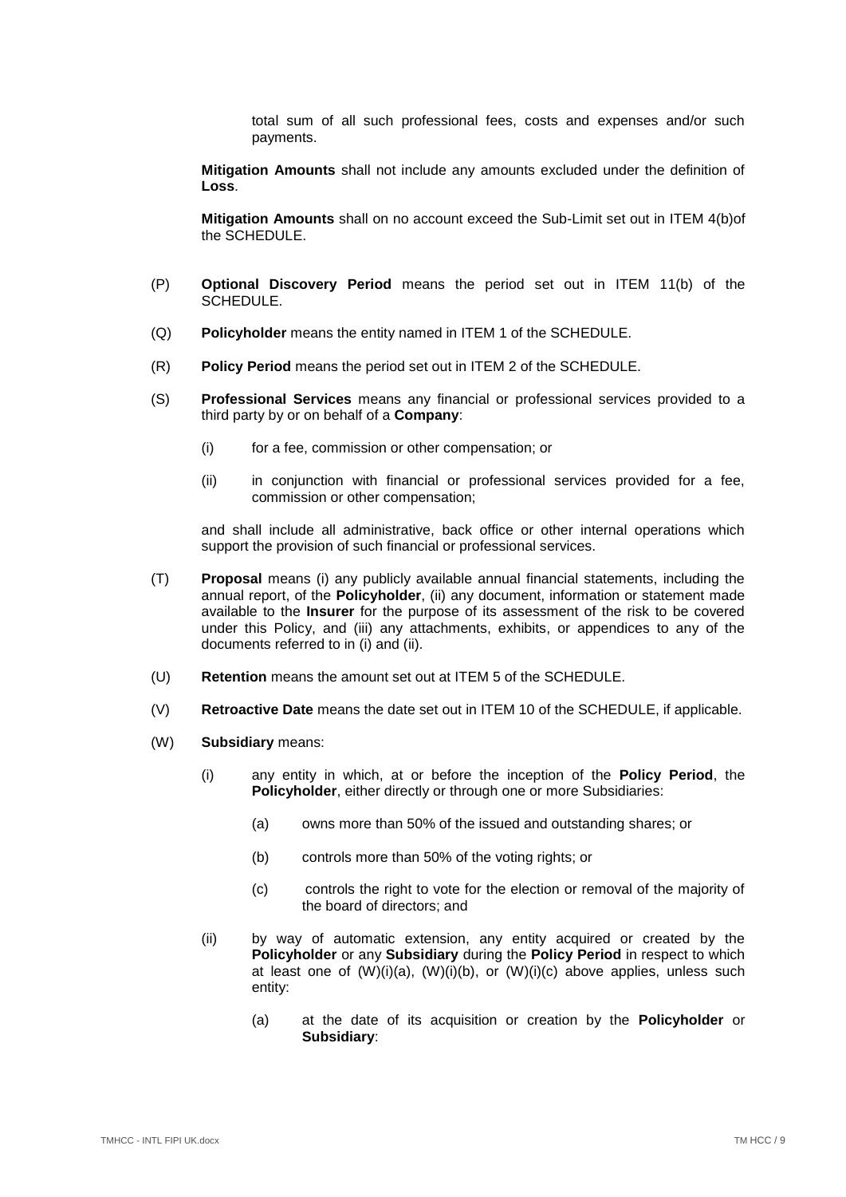total sum of all such professional fees, costs and expenses and/or such payments.

**Mitigation Amounts** shall not include any amounts excluded under the definition of **Loss**.

**Mitigation Amounts** shall on no account exceed the Sub-Limit set out in ITEM 4(b)of the SCHEDULE.

(P) **Optional Discovery Period** means the period set out in ITEM 11(b) of the SCHEDULE.

(Q) **Policyholder** means the entity named in ITEM 1 of the SCHEDULE.

(R) **Policy Period** means the period set out in ITEM 2 of the SCHEDULE.

(S) **Professional Services** means any financial or professional services provided to a third party by or on behalf of a **Company**:

(i) for a fee, commission or other compensation; or

(ii) in conjunction with financial or professional services provided for a fee, commission or other compensation;

and shall include all administrative, back office or other internal operations which support the provision of such financial or professional services.

(T) **Proposal** means (i) any publicly available annual financial statements, including the annual report, of the **Policyholder**, (ii) any document, information or statement made available to the **Insurer** for the purpose of its assessment of the risk to be covered under this Policy, and (iii) any attachments, exhibits, or appendices to any of the documents referred to in (i) and (ii).

(U) **Retention** means the amount set out at ITEM 5 of the SCHEDULE.

(V) **Retroactive Date** means the date set out in ITEM 10 of the SCHEDULE, if applicable.

(W) **Subsidiary** means:

(i) any entity in which, at or before the inception of the **Policy Period**, the **Policyholder**, either directly or through one or more Subsidiaries:

(a) owns more than 50% of the issued and outstanding shares; or

(b) controls more than 50% of the voting rights; or

(c) controls the right to vote for the election or removal of the majority of the board of directors; and

(ii) by way of automatic extension, any entity acquired or created by the **Policyholder** or any **Subsidiary** during the **Policy Period** in respect to which at least one of (W)(i)(a), (W)(i)(b), or (W)(i)(c) above applies, unless such entity:

(a) at the date of its acquisition or creation by the **Policyholder** or **Subsidiary**: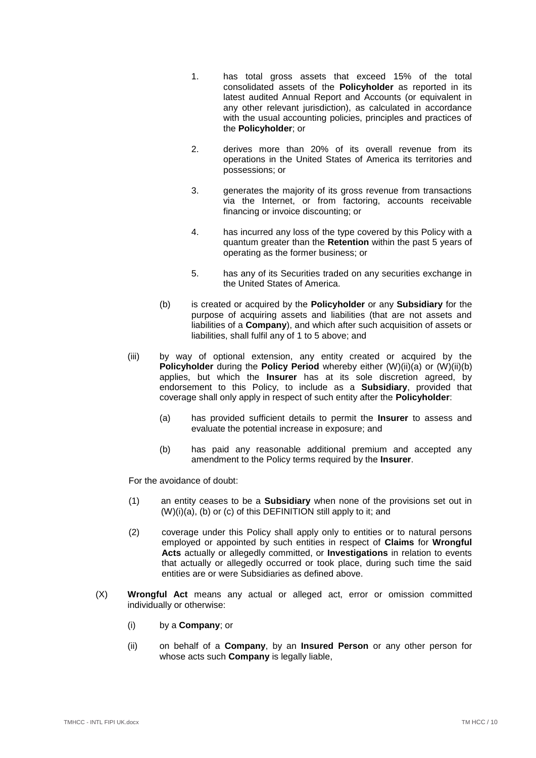1. has total gross assets that exceed 15% of the total consolidated assets of the **Policyholder** as reported in its latest audited Annual Report and Accounts (or equivalent in any other relevant jurisdiction), as calculated in accordance with the usual accounting policies, principles and practices of the **Policyholder**; or

2. derives more than 20% of its overall revenue from its operations in the United States of America its territories and possessions; or

3. generates the majority of its gross revenue from transactions via the Internet, or from factoring, accounts receivable financing or invoice discounting; or

4. has incurred any loss of the type covered by this Policy with a quantum greater than the **Retention** within the past 5 years of operating as the former business; or

5. has any of its Securities traded on any securities exchange in the United States of America.

(b) is created or acquired by the **Policyholder** or any **Subsidiary** for the purpose of acquiring assets and liabilities (that are not assets and liabilities of a **Company**), and which after such acquisition of assets or liabilities, shall fulfil any of 1 to 5 above; and

(iii) by way of optional extension, any entity created or acquired by the **Policyholder** during the **Policy Period** whereby either (W)(ii)(a) or (W)(ii)(b) applies, but which the **Insurer** has at its sole discretion agreed, by endorsement to this Policy, to include as a **Subsidiary**, provided that coverage shall only apply in respect of such entity after the **Policyholder**:

(a) has provided sufficient details to permit the **Insurer** to assess and evaluate the potential increase in exposure; and

(b) has paid any reasonable additional premium and accepted any amendment to the Policy terms required by the **Insurer**.

For the avoidance of doubt:

(1) an entity ceases to be a **Subsidiary** when none of the provisions set out in (W)(i)(a), (b) or (c) of this DEFINITION still apply to it; and

(2) coverage under this Policy shall apply only to entities or to natural persons employed or appointed by such entities in respect of **Claims** for **Wrongful Acts** actually or allegedly committed, or **Investigations** in relation to events that actually or allegedly occurred or took place, during such time the said entities are or were Subsidiaries as defined above.

(X) **Wrongful Act** means any actual or alleged act, error or omission committed individually or otherwise:

(i) by a **Company**; or

(ii) on behalf of a **Company**, by an **Insured Person** or any other person for whose acts such **Company** is legally liable,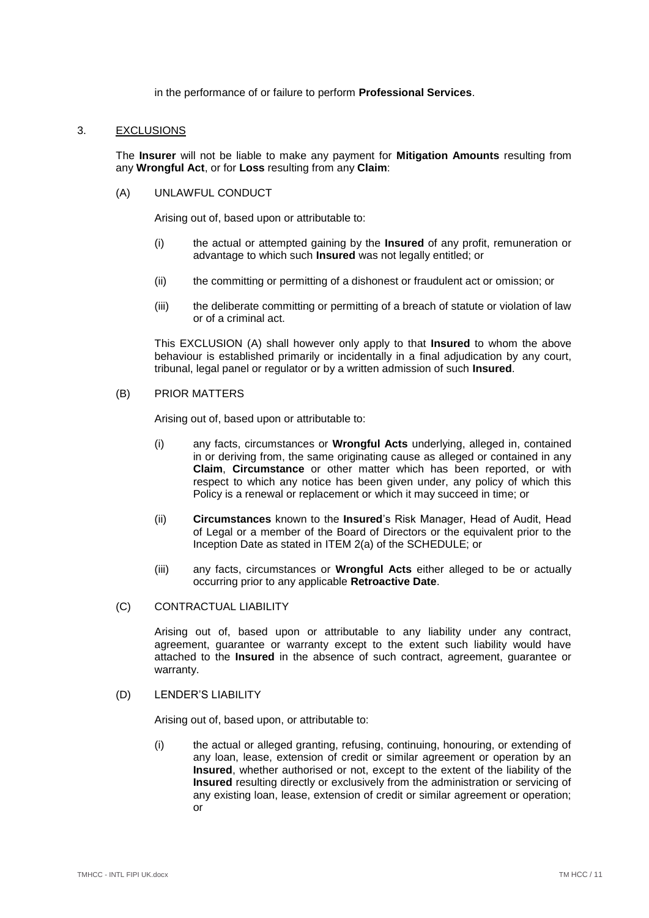in the performance of or failure to perform **Professional Services**.

## 3. EXCLUSIONS

The **Insurer** will not be liable to make any payment for **Mitigation Amounts** resulting from any **Wrongful Act**, or for **Loss** resulting from any **Claim**:

### (A) UNLAWFUL CONDUCT

Arising out of, based upon or attributable to:

(i) the actual or attempted gaining by the **Insured** of any profit, remuneration or advantage to which such **Insured** was not legally entitled; or

(ii) the committing or permitting of a dishonest or fraudulent act or omission; or

(iii) the deliberate committing or permitting of a breach of statute or violation of law or of a criminal act.

This EXCLUSION (A) shall however only apply to that **Insured** to whom the above behaviour is established primarily or incidentally in a final adjudication by any court, tribunal, legal panel or regulator or by a written admission of such **Insured**.

### (B) PRIOR MATTERS

Arising out of, based upon or attributable to:

(i) any facts, circumstances or **Wrongful Acts** underlying, alleged in, contained in or deriving from, the same originating cause as alleged or contained in any **Claim**, **Circumstance** or other matter which has been reported, or with respect to which any notice has been given under, any policy of which this Policy is a renewal or replacement or which it may succeed in time; or

(ii) **Circumstances** known to the **Insured**'s Risk Manager, Head of Audit, Head of Legal or a member of the Board of Directors or the equivalent prior to the Inception Date as stated in ITEM 2(a) of the SCHEDULE; or

(iii) any facts, circumstances or **Wrongful Acts** either alleged to be or actually occurring prior to any applicable **Retroactive Date**.

### (C) CONTRACTUAL LIABILITY

Arising out of, based upon or attributable to any liability under any contract, agreement, guarantee or warranty except to the extent such liability would have attached to the **Insured** in the absence of such contract, agreement, guarantee or warranty.

### (D) LENDER'S LIABILITY

Arising out of, based upon, or attributable to:

(i) the actual or alleged granting, refusing, continuing, honouring, or extending of any loan, lease, extension of credit or similar agreement or operation by an **Insured**, whether authorised or not, except to the extent of the liability of the **Insured** resulting directly or exclusively from the administration or servicing of any existing loan, lease, extension of credit or similar agreement or operation; or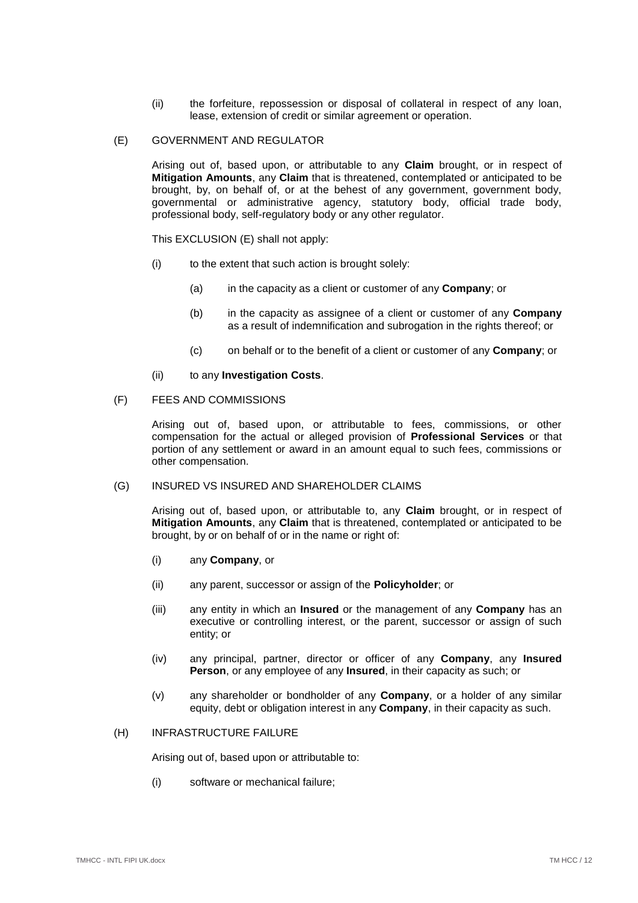(ii) the forfeiture, repossession or disposal of collateral in respect of any loan, lease, extension of credit or similar agreement or operation.

(E) GOVERNMENT AND REGULATOR

Arising out of, based upon, or attributable to any **Claim** brought, or in respect of **Mitigation Amounts**, any **Claim** that is threatened, contemplated or anticipated to be brought, by, on behalf of, or at the behest of any government, government body, governmental or administrative agency, statutory body, official trade body, professional body, self-regulatory body or any other regulator.

This EXCLUSION (E) shall not apply:

(i) to the extent that such action is brought solely:

(a) in the capacity as a client or customer of any **Company**; or

(b) in the capacity as assignee of a client or customer of any **Company** as a result of indemnification and subrogation in the rights thereof; or

(c) on behalf or to the benefit of a client or customer of any **Company**; or

(ii) to any **Investigation Costs**.

(F) FEES AND COMMISSIONS

Arising out of, based upon, or attributable to fees, commissions, or other compensation for the actual or alleged provision of **Professional Services** or that portion of any settlement or award in an amount equal to such fees, commissions or other compensation.

(G) INSURED VS INSURED AND SHAREHOLDER CLAIMS

Arising out of, based upon, or attributable to, any **Claim** brought, or in respect of **Mitigation Amounts**, any **Claim** that is threatened, contemplated or anticipated to be brought, by or on behalf of or in the name or right of:

(i) any **Company**, or

(ii) any parent, successor or assign of the **Policyholder**; or

(iii) any entity in which an **Insured** or the management of any **Company** has an executive or controlling interest, or the parent, successor or assign of such entity; or

(iv) any principal, partner, director or officer of any **Company**, any **Insured Person**, or any employee of any **Insured**, in their capacity as such; or

(v) any shareholder or bondholder of any **Company**, or a holder of any similar equity, debt or obligation interest in any **Company**, in their capacity as such.

(H) INFRASTRUCTURE FAILURE

Arising out of, based upon or attributable to:

(i) software or mechanical failure;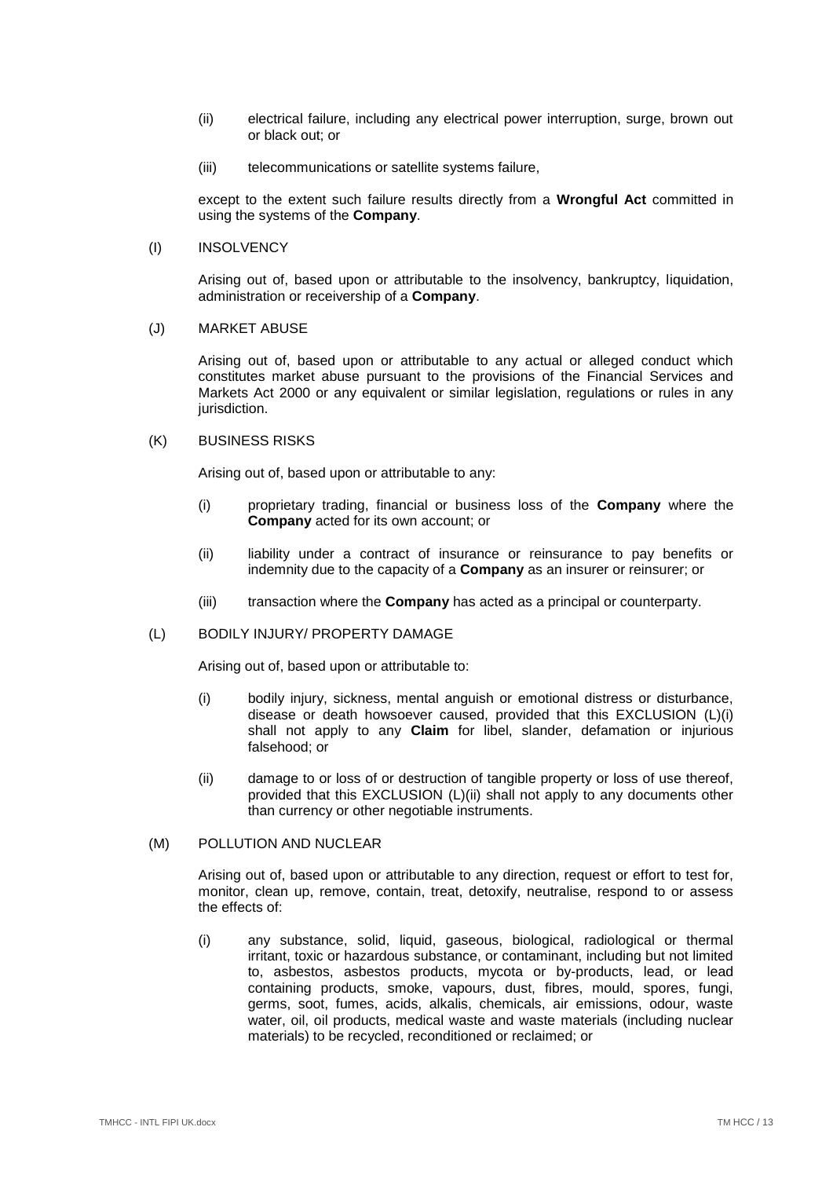(ii) electrical failure, including any electrical power interruption, surge, brown out or black out; or

(iii) telecommunications or satellite systems failure,

except to the extent such failure results directly from a **Wrongful Act** committed in using the systems of the **Company**.

(I) INSOLVENCY

Arising out of, based upon or attributable to the insolvency, bankruptcy, liquidation, administration or receivership of a **Company**.

(J) MARKET ABUSE

Arising out of, based upon or attributable to any actual or alleged conduct which constitutes market abuse pursuant to the provisions of the Financial Services and Markets Act 2000 or any equivalent or similar legislation, regulations or rules in any jurisdiction.

(K) BUSINESS RISKS

Arising out of, based upon or attributable to any:

(i) proprietary trading, financial or business loss of the **Company** where the **Company** acted for its own account; or

(ii) liability under a contract of insurance or reinsurance to pay benefits or indemnity due to the capacity of a **Company** as an insurer or reinsurer; or

(iii) transaction where the **Company** has acted as a principal or counterparty.

(L) BODILY INJURY/ PROPERTY DAMAGE

Arising out of, based upon or attributable to:

(i) bodily injury, sickness, mental anguish or emotional distress or disturbance, disease or death howsoever caused, provided that this EXCLUSION (L)(i) shall not apply to any **Claim** for libel, slander, defamation or injurious falsehood; or

(ii) damage to or loss of or destruction of tangible property or loss of use thereof, provided that this EXCLUSION (L)(ii) shall not apply to any documents other than currency or other negotiable instruments.

(M) POLLUTION AND NUCLEAR

Arising out of, based upon or attributable to any direction, request or effort to test for, monitor, clean up, remove, contain, treat, detoxify, neutralise, respond to or assess the effects of:

(i) any substance, solid, liquid, gaseous, biological, radiological or thermal irritant, toxic or hazardous substance, or contaminant, including but not limited to, asbestos, asbestos products, mycota or by-products, lead, or lead containing products, smoke, vapours, dust, fibres, mould, spores, fungi, germs, soot, fumes, acids, alkalis, chemicals, air emissions, odour, waste water, oil, oil products, medical waste and waste materials (including nuclear materials) to be recycled, reconditioned or reclaimed; or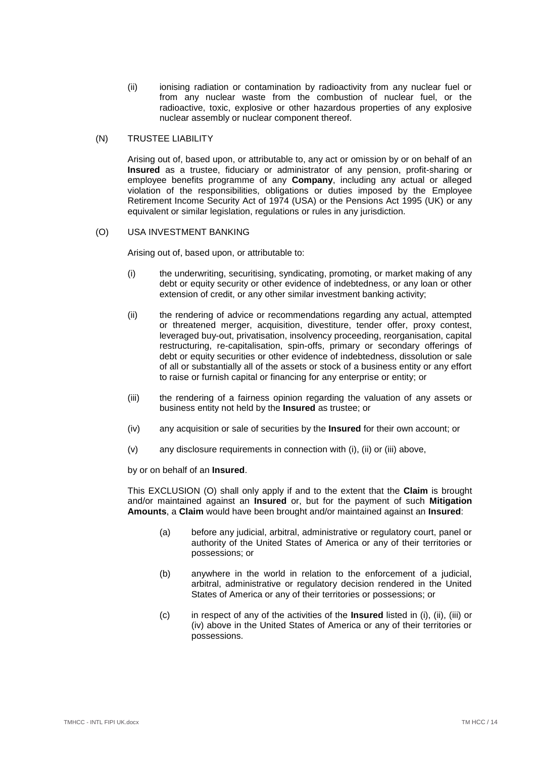(ii) ionising radiation or contamination by radioactivity from any nuclear fuel or from any nuclear waste from the combustion of nuclear fuel, or the radioactive, toxic, explosive or other hazardous properties of any explosive nuclear assembly or nuclear component thereof.

(N) TRUSTEE LIABILITY

Arising out of, based upon, or attributable to, any act or omission by or on behalf of an **Insured** as a trustee, fiduciary or administrator of any pension, profit-sharing or employee benefits programme of any **Company**, including any actual or alleged violation of the responsibilities, obligations or duties imposed by the Employee Retirement Income Security Act of 1974 (USA) or the Pensions Act 1995 (UK) or any equivalent or similar legislation, regulations or rules in any jurisdiction.

(O) USA INVESTMENT BANKING

Arising out of, based upon, or attributable to:

(i) the underwriting, securitising, syndicating, promoting, or market making of any debt or equity security or other evidence of indebtedness, or any loan or other extension of credit, or any other similar investment banking activity;

(ii) the rendering of advice or recommendations regarding any actual, attempted or threatened merger, acquisition, divestiture, tender offer, proxy contest, leveraged buy-out, privatisation, insolvency proceeding, reorganisation, capital restructuring, re-capitalisation, spin-offs, primary or secondary offerings of debt or equity securities or other evidence of indebtedness, dissolution or sale of all or substantially all of the assets or stock of a business entity or any effort to raise or furnish capital or financing for any enterprise or entity; or

(iii) the rendering of a fairness opinion regarding the valuation of any assets or business entity not held by the **Insured** as trustee; or

(iv) any acquisition or sale of securities by the **Insured** for their own account; or

(v) any disclosure requirements in connection with (i), (ii) or (iii) above,

by or on behalf of an **Insured**.

This EXCLUSION (O) shall only apply if and to the extent that the **Claim** is brought and/or maintained against an **Insured** or, but for the payment of such **Mitigation Amounts**, a **Claim** would have been brought and/or maintained against an **Insured**:

(a) before any judicial, arbitral, administrative or regulatory court, panel or authority of the United States of America or any of their territories or possessions; or

(b) anywhere in the world in relation to the enforcement of a judicial, arbitral, administrative or regulatory decision rendered in the United States of America or any of their territories or possessions; or

(c) in respect of any of the activities of the **Insured** listed in (i), (ii), (iii) or (iv) above in the United States of America or any of their territories or possessions.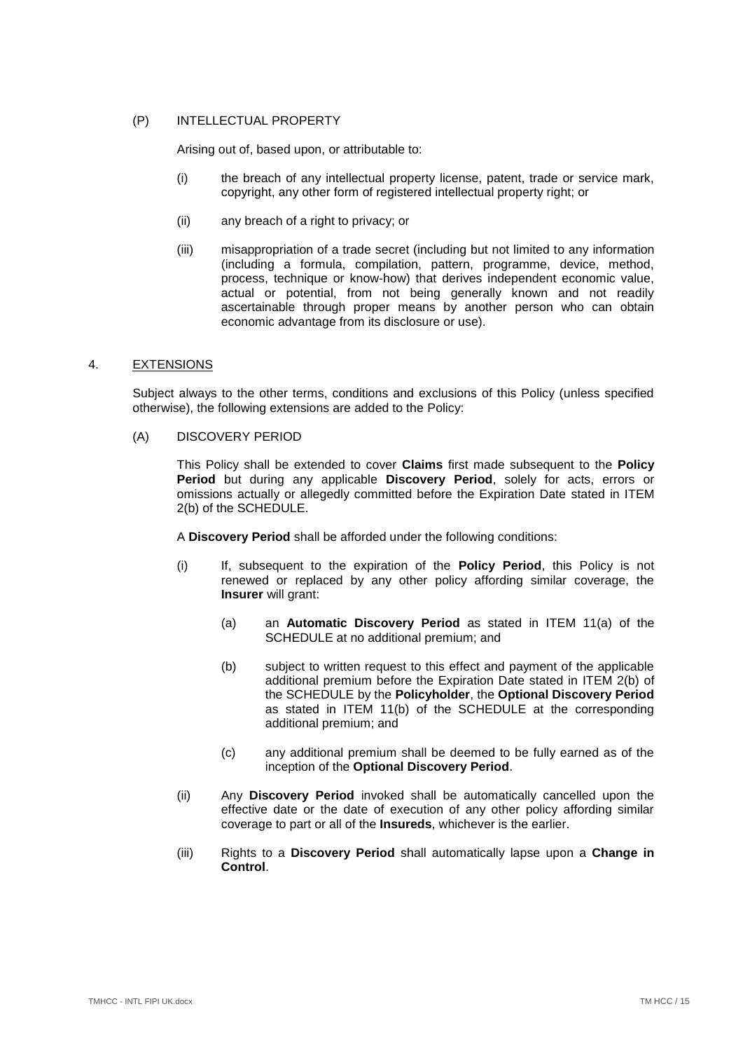(P) INTELLECTUAL PROPERTY

Arising out of, based upon, or attributable to:

(i) the breach of any intellectual property license, patent, trade or service mark, copyright, any other form of registered intellectual property right; or

(ii) any breach of a right to privacy; or

(iii) misappropriation of a trade secret (including but not limited to any information (including a formula, compilation, pattern, programme, device, method, process, technique or know-how) that derives independent economic value, actual or potential, from not being generally known and not readily ascertainable through proper means by another person who can obtain economic advantage from its disclosure or use).

## 4. <u>EXTENSIONS</u>

Subject always to the other terms, conditions and exclusions of this Policy (unless specified otherwise), the following extensions are added to the Policy:

(A) DISCOVERY PERIOD

This Policy shall be extended to cover **Claims** first made subsequent to the **Policy Period** but during any applicable **Discovery Period**, solely for acts, errors or omissions actually or allegedly committed before the Expiration Date stated in ITEM 2(b) of the SCHEDULE.

A **Discovery Period** shall be afforded under the following conditions:

(i) If, subsequent to the expiration of the **Policy Period**, this Policy is not renewed or replaced by any other policy affording similar coverage, the **Insurer** will grant:

(a) an **Automatic Discovery Period** as stated in ITEM 11(a) of the SCHEDULE at no additional premium; and

(b) subject to written request to this effect and payment of the applicable additional premium before the Expiration Date stated in ITEM 2(b) of the SCHEDULE by the **Policyholder**, the **Optional Discovery Period** as stated in ITEM 11(b) of the SCHEDULE at the corresponding additional premium; and

(c) any additional premium shall be deemed to be fully earned as of the inception of the **Optional Discovery Period**.

(ii) Any **Discovery Period** invoked shall be automatically cancelled upon the effective date or the date of execution of any other policy affording similar coverage to part or all of the **Insureds**, whichever is the earlier.

(iii) Rights to a **Discovery Period** shall automatically lapse upon a **Change in Control**.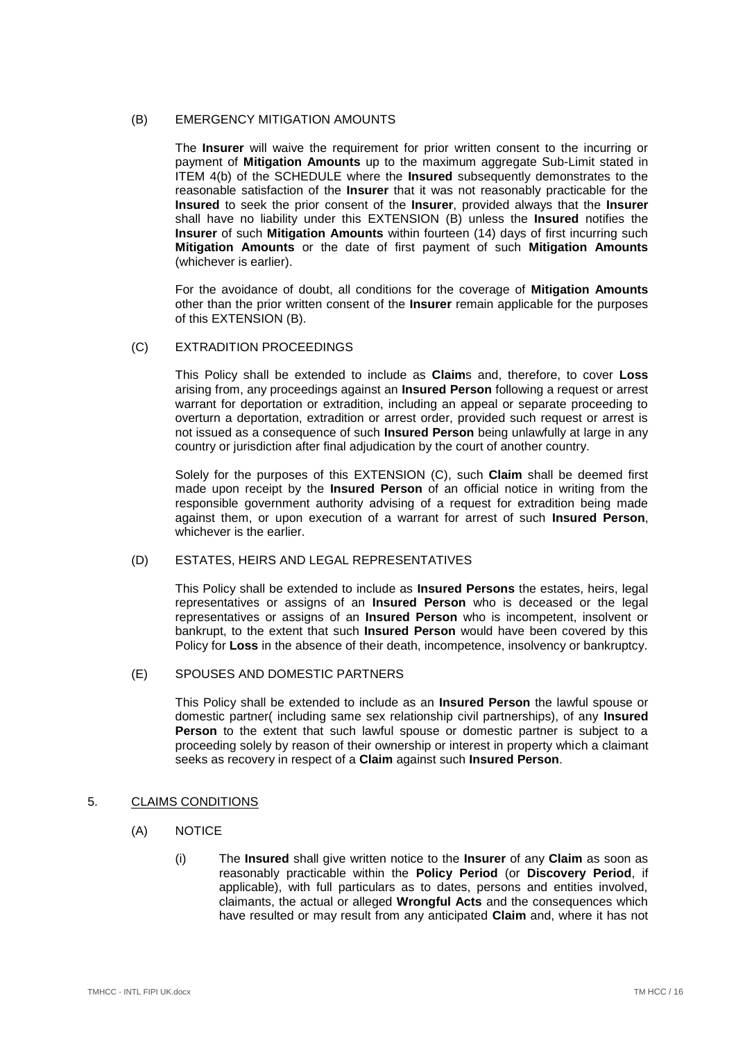(B) EMERGENCY MITIGATION AMOUNTS

The **Insurer** will waive the requirement for prior written consent to the incurring or payment of **Mitigation Amounts** up to the maximum aggregate Sub-Limit stated in ITEM 4(b) of the SCHEDULE where the **Insured** subsequently demonstrates to the reasonable satisfaction of the **Insurer** that it was not reasonably practicable for the **Insured** to seek the prior consent of the **Insurer**, provided always that the **Insurer** shall have no liability under this EXTENSION (B) unless the **Insured** notifies the **Insurer** of such **Mitigation Amounts** within fourteen (14) days of first incurring such **Mitigation Amounts** or the date of first payment of such **Mitigation Amounts** (whichever is earlier).

For the avoidance of doubt, all conditions for the coverage of **Mitigation Amounts** other than the prior written consent of the **Insurer** remain applicable for the purposes of this EXTENSION (B).

(C) EXTRADITION PROCEEDINGS

This Policy shall be extended to include as **Claim**s and, therefore, to cover **Loss** arising from, any proceedings against an **Insured Person** following a request or arrest warrant for deportation or extradition, including an appeal or separate proceeding to overturn a deportation, extradition or arrest order, provided such request or arrest is not issued as a consequence of such **Insured Person** being unlawfully at large in any country or jurisdiction after final adjudication by the court of another country.

Solely for the purposes of this EXTENSION (C), such **Claim** shall be deemed first made upon receipt by the **Insured Person** of an official notice in writing from the responsible government authority advising of a request for extradition being made against them, or upon execution of a warrant for arrest of such **Insured Person**, whichever is the earlier.

(D) ESTATES, HEIRS AND LEGAL REPRESENTATIVES

This Policy shall be extended to include as **Insured Persons** the estates, heirs, legal representatives or assigns of an **Insured Person** who is deceased or the legal representatives or assigns of an **Insured Person** who is incompetent, insolvent or bankrupt, to the extent that such **Insured Person** would have been covered by this Policy for **Loss** in the absence of their death, incompetence, insolvency or bankruptcy.

(E) SPOUSES AND DOMESTIC PARTNERS

This Policy shall be extended to include as an **Insured Person** the lawful spouse or domestic partner( including same sex relationship civil partnerships), of any **Insured Person** to the extent that such lawful spouse or domestic partner is subject to a proceeding solely by reason of their ownership or interest in property which a claimant seeks as recovery in respect of a **Claim** against such **Insured Person**.

## 5. CLAIMS CONDITIONS

(A) NOTICE

(i) The **Insured** shall give written notice to the **Insurer** of any **Claim** as soon as reasonably practicable within the **Policy Period** (or **Discovery Period**, if applicable), with full particulars as to dates, persons and entities involved, claimants, the actual or alleged **Wrongful Acts** and the consequences which have resulted or may result from any anticipated **Claim** and, where it has not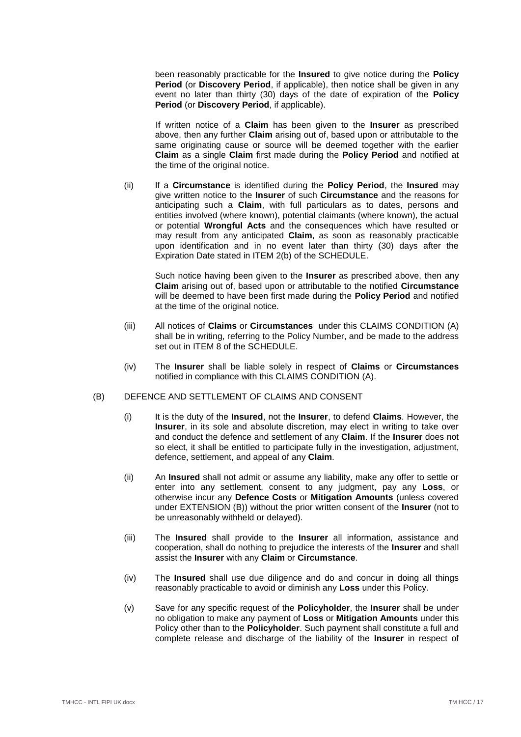been reasonably practicable for the **Insured** to give notice during the **Policy Period** (or **Discovery Period**, if applicable), then notice shall be given in any event no later than thirty (30) days of the date of expiration of the **Policy Period** (or **Discovery Period**, if applicable).

If written notice of a **Claim** has been given to the **Insurer** as prescribed above, then any further **Claim** arising out of, based upon or attributable to the same originating cause or source will be deemed together with the earlier **Claim** as a single **Claim** first made during the **Policy Period** and notified at the time of the original notice.

(ii) If a **Circumstance** is identified during the **Policy Period**, the **Insured** may give written notice to the **Insurer** of such **Circumstance** and the reasons for anticipating such a **Claim**, with full particulars as to dates, persons and entities involved (where known), potential claimants (where known), the actual or potential **Wrongful Acts** and the consequences which have resulted or may result from any anticipated **Claim**, as soon as reasonably practicable upon identification and in no event later than thirty (30) days after the Expiration Date stated in ITEM 2(b) of the SCHEDULE.

Such notice having been given to the **Insurer** as prescribed above, then any **Claim** arising out of, based upon or attributable to the notified **Circumstance** will be deemed to have been first made during the **Policy Period** and notified at the time of the original notice.

(iii) All notices of **Claims** or **Circumstances** under this CLAIMS CONDITION (A) shall be in writing, referring to the Policy Number, and be made to the address set out in ITEM 8 of the SCHEDULE.

(iv) The **Insurer** shall be liable solely in respect of **Claims** or **Circumstances** notified in compliance with this CLAIMS CONDITION (A).

(B) DEFENCE AND SETTLEMENT OF CLAIMS AND CONSENT

(i) It is the duty of the **Insured**, not the **Insurer**, to defend **Claims**. However, the **Insurer**, in its sole and absolute discretion, may elect in writing to take over and conduct the defence and settlement of any **Claim**. If the **Insurer** does not so elect, it shall be entitled to participate fully in the investigation, adjustment, defence, settlement, and appeal of any **Claim**.

(ii) An **Insured** shall not admit or assume any liability, make any offer to settle or enter into any settlement, consent to any judgment, pay any **Loss**, or otherwise incur any **Defence Costs** or **Mitigation Amounts** (unless covered under EXTENSION (B)) without the prior written consent of the **Insurer** (not to be unreasonably withheld or delayed).

(iii) The **Insured** shall provide to the **Insurer** all information, assistance and cooperation, shall do nothing to prejudice the interests of the **Insurer** and shall assist the **Insurer** with any **Claim** or **Circumstance**.

(iv) The **Insured** shall use due diligence and do and concur in doing all things reasonably practicable to avoid or diminish any **Loss** under this Policy.

(v) Save for any specific request of the **Policyholder**, the **Insurer** shall be under no obligation to make any payment of **Loss** or **Mitigation Amounts** under this Policy other than to the **Policyholder**. Such payment shall constitute a full and complete release and discharge of the liability of the **Insurer** in respect of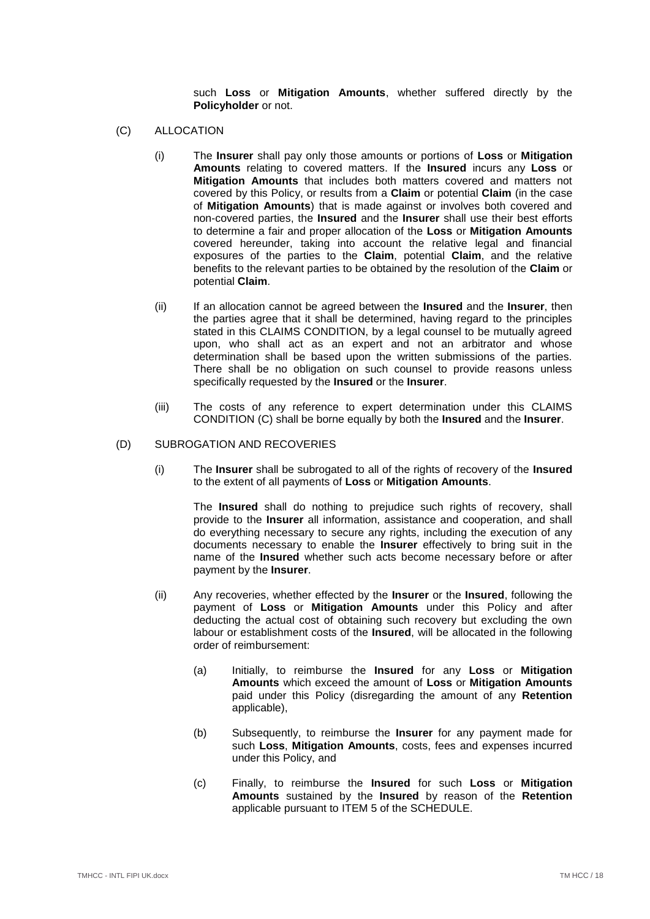such **Loss** or **Mitigation Amounts**, whether suffered directly by the **Policyholder** or not.

(C) ALLOCATION

(i) The **Insurer** shall pay only those amounts or portions of **Loss** or **Mitigation Amounts** relating to covered matters. If the **Insured** incurs any **Loss** or **Mitigation Amounts** that includes both matters covered and matters not covered by this Policy, or results from a **Claim** or potential **Claim** (in the case of **Mitigation Amounts**) that is made against or involves both covered and non-covered parties, the **Insured** and the **Insurer** shall use their best efforts to determine a fair and proper allocation of the **Loss** or **Mitigation Amounts** covered hereunder, taking into account the relative legal and financial exposures of the parties to the **Claim**, potential **Claim**, and the relative benefits to the relevant parties to be obtained by the resolution of the **Claim** or potential **Claim**.

(ii) If an allocation cannot be agreed between the **Insured** and the **Insurer**, then the parties agree that it shall be determined, having regard to the principles stated in this CLAIMS CONDITION, by a legal counsel to be mutually agreed upon, who shall act as an expert and not an arbitrator and whose determination shall be based upon the written submissions of the parties. There shall be no obligation on such counsel to provide reasons unless specifically requested by the **Insured** or the **Insurer**.

(iii) The costs of any reference to expert determination under this CLAIMS CONDITION (C) shall be borne equally by both the **Insured** and the **Insurer**.

(D) SUBROGATION AND RECOVERIES

(i) The **Insurer** shall be subrogated to all of the rights of recovery of the **Insured** to the extent of all payments of **Loss** or **Mitigation Amounts**.

The **Insured** shall do nothing to prejudice such rights of recovery, shall provide to the **Insurer** all information, assistance and cooperation, and shall do everything necessary to secure any rights, including the execution of any documents necessary to enable the **Insurer** effectively to bring suit in the name of the **Insured** whether such acts become necessary before or after payment by the **Insurer**.

(ii) Any recoveries, whether effected by the **Insurer** or the **Insured**, following the payment of **Loss** or **Mitigation Amounts** under this Policy and after deducting the actual cost of obtaining such recovery but excluding the own labour or establishment costs of the **Insured**, will be allocated in the following order of reimbursement:

(a) Initially, to reimburse the **Insured** for any **Loss** or **Mitigation Amounts** which exceed the amount of **Loss** or **Mitigation Amounts** paid under this Policy (disregarding the amount of any **Retention** applicable),

(b) Subsequently, to reimburse the **Insurer** for any payment made for such **Loss**, **Mitigation Amounts**, costs, fees and expenses incurred under this Policy, and

(c) Finally, to reimburse the **Insured** for such **Loss** or **Mitigation Amounts** sustained by the **Insured** by reason of the **Retention** applicable pursuant to ITEM 5 of the SCHEDULE.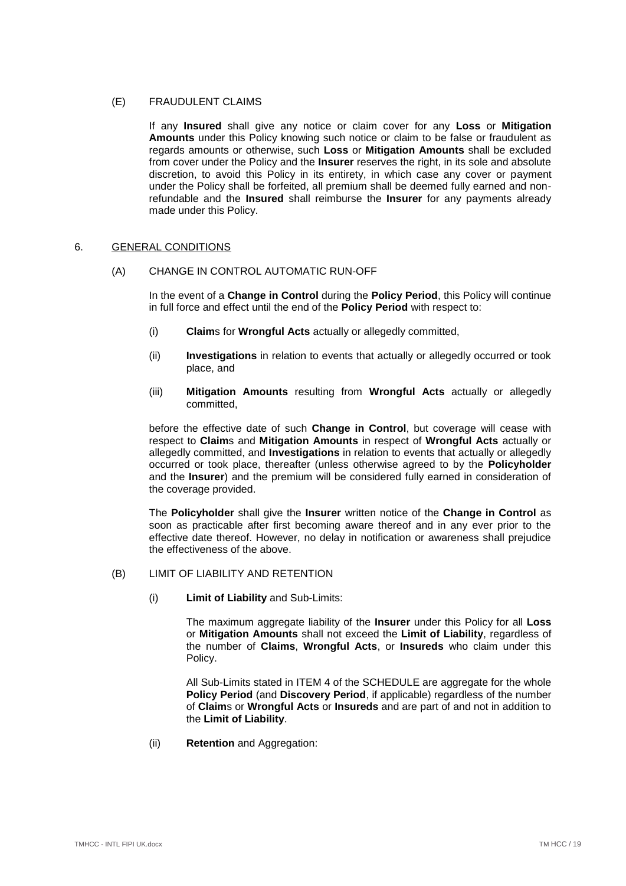(E) FRAUDULENT CLAIMS

If any **Insured** shall give any notice or claim cover for any **Loss** or **Mitigation Amounts** under this Policy knowing such notice or claim to be false or fraudulent as regards amounts or otherwise, such **Loss** or **Mitigation Amounts** shall be excluded from cover under the Policy and the **Insurer** reserves the right, in its sole and absolute discretion, to avoid this Policy in its entirety, in which case any cover or payment under the Policy shall be forfeited, all premium shall be deemed fully earned and non-refundable and the **Insured** shall reimburse the **Insurer** for any payments already made under this Policy.

## 6. GENERAL CONDITIONS

(A) CHANGE IN CONTROL AUTOMATIC RUN-OFF

In the event of a **Change in Control** during the **Policy Period**, this Policy will continue in full force and effect until the end of the **Policy Period** with respect to:

(i) **Claim**s for **Wrongful Acts** actually or allegedly committed,

(ii) **Investigations** in relation to events that actually or allegedly occurred or took place, and

(iii) **Mitigation Amounts** resulting from **Wrongful Acts** actually or allegedly committed,

before the effective date of such **Change in Control**, but coverage will cease with respect to **Claim**s and **Mitigation Amounts** in respect of **Wrongful Acts** actually or allegedly committed, and **Investigations** in relation to events that actually or allegedly occurred or took place, thereafter (unless otherwise agreed to by the **Policyholder** and the **Insurer**) and the premium will be considered fully earned in consideration of the coverage provided.

The **Policyholder** shall give the **Insurer** written notice of the **Change in Control** as soon as practicable after first becoming aware thereof and in any ever prior to the effective date thereof. However, no delay in notification or awareness shall prejudice the effectiveness of the above.

(B) LIMIT OF LIABILITY AND RETENTION

(i) **Limit of Liability** and Sub-Limits:

The maximum aggregate liability of the **Insurer** under this Policy for all **Loss** or **Mitigation Amounts** shall not exceed the **Limit of Liability**, regardless of the number of **Claims**, **Wrongful Acts**, or **Insureds** who claim under this Policy.

All Sub-Limits stated in ITEM 4 of the SCHEDULE are aggregate for the whole **Policy Period** (and **Discovery Period**, if applicable) regardless of the number of **Claim**s or **Wrongful Acts** or **Insureds** and are part of and not in addition to the **Limit of Liability**.

(ii) **Retention** and Aggregation: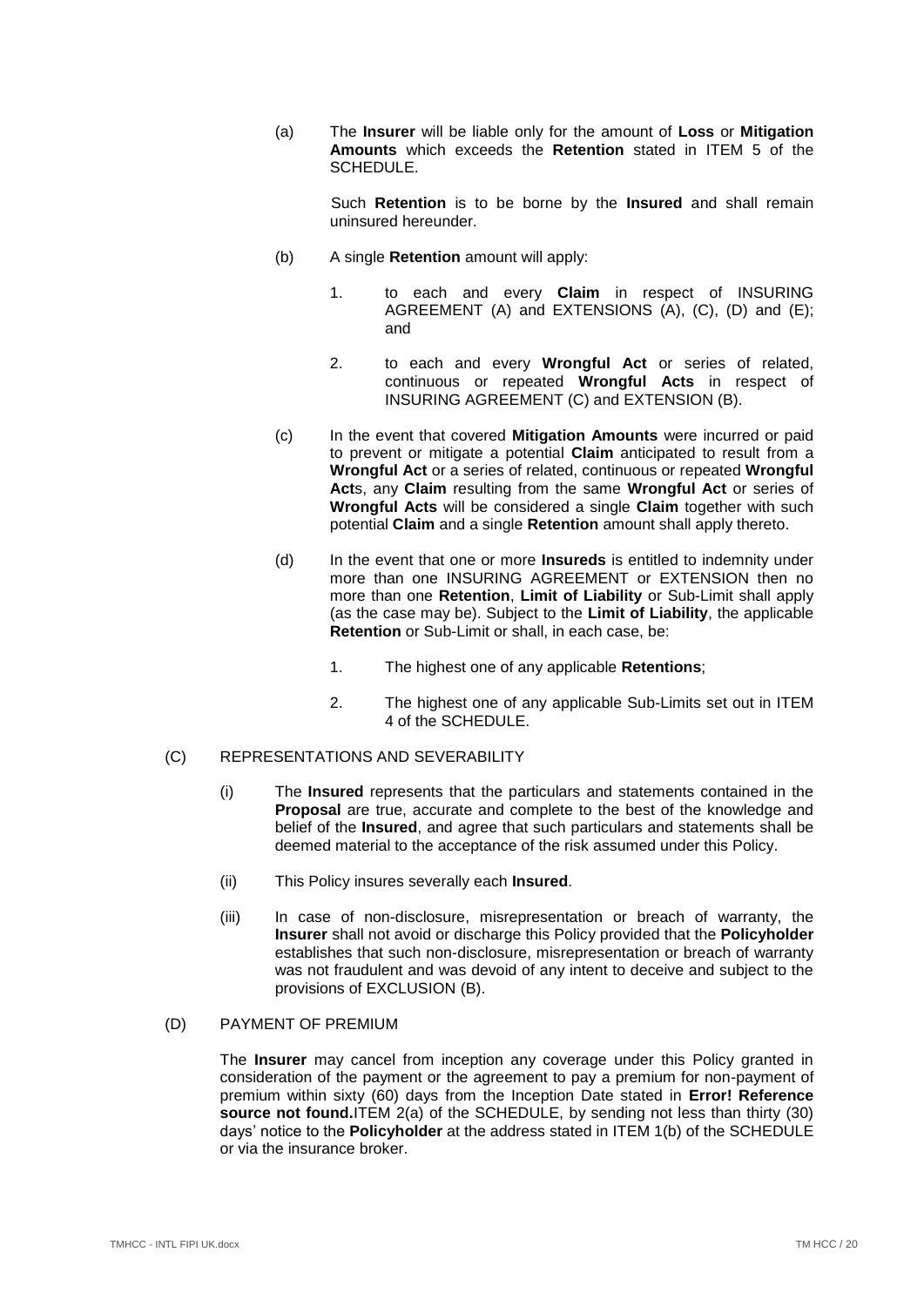(a) The **Insurer** will be liable only for the amount of **Loss** or **Mitigation Amounts** which exceeds the **Retention** stated in ITEM 5 of the SCHEDULE.

Such **Retention** is to be borne by the **Insured** and shall remain uninsured hereunder.

(b) A single **Retention** amount will apply:

1. to each and every **Claim** in respect of INSURING AGREEMENT (A) and EXTENSIONS (A), (C), (D) and (E); and

2. to each and every **Wrongful Act** or series of related, continuous or repeated **Wrongful Acts** in respect of INSURING AGREEMENT (C) and EXTENSION (B).

(c) In the event that covered **Mitigation Amounts** were incurred or paid to prevent or mitigate a potential **Claim** anticipated to result from a **Wrongful Act** or a series of related, continuous or repeated **Wrongful Act**s, any **Claim** resulting from the same **Wrongful Act** or series of **Wrongful Acts** will be considered a single **Claim** together with such potential **Claim** and a single **Retention** amount shall apply thereto.

(d) In the event that one or more **Insureds** is entitled to indemnity under more than one INSURING AGREEMENT or EXTENSION then no more than one **Retention**, **Limit of Liability** or Sub-Limit shall apply (as the case may be). Subject to the **Limit of Liability**, the applicable **Retention** or Sub-Limit or shall, in each case, be:

1. The highest one of any applicable **Retentions**;

2. The highest one of any applicable Sub-Limits set out in ITEM 4 of the SCHEDULE.

(C) REPRESENTATIONS AND SEVERABILITY

(i) The **Insured** represents that the particulars and statements contained in the **Proposal** are true, accurate and complete to the best of the knowledge and belief of the **Insured**, and agree that such particulars and statements shall be deemed material to the acceptance of the risk assumed under this Policy.

(ii) This Policy insures severally each **Insured**.

(iii) In case of non-disclosure, misrepresentation or breach of warranty, the **Insurer** shall not avoid or discharge this Policy provided that the **Policyholder** establishes that such non-disclosure, misrepresentation or breach of warranty was not fraudulent and was devoid of any intent to deceive and subject to the provisions of EXCLUSION (B).

(D) PAYMENT OF PREMIUM

The **Insurer** may cancel from inception any coverage under this Policy granted in consideration of the payment or the agreement to pay a premium for non-payment of premium within sixty (60) days from the Inception Date stated in **Error! Reference source not found.**ITEM 2(a) of the SCHEDULE, by sending not less than thirty (30) days' notice to the **Policyholder** at the address stated in ITEM 1(b) of the SCHEDULE or via the insurance broker.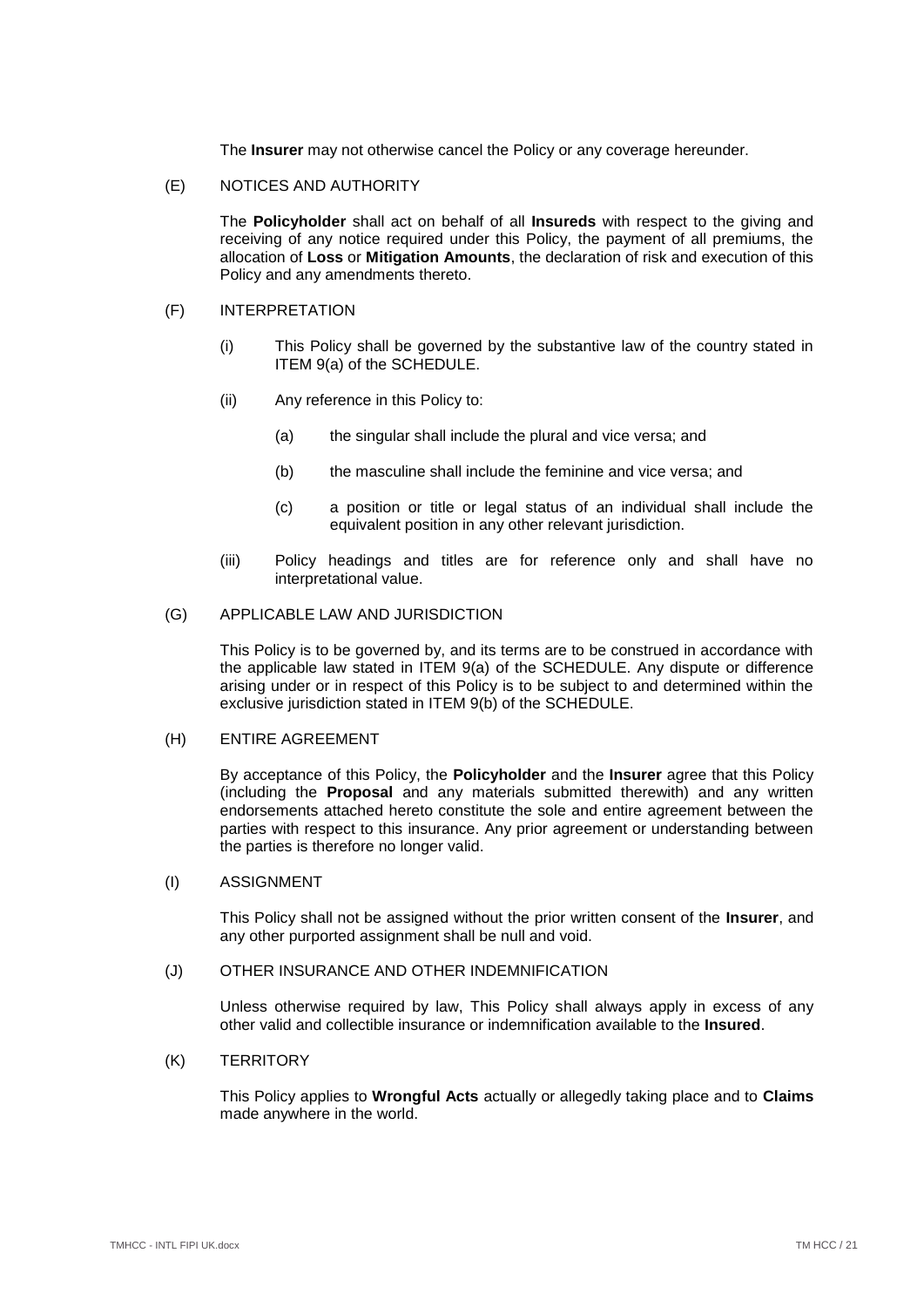The **Insurer** may not otherwise cancel the Policy or any coverage hereunder.

(E) NOTICES AND AUTHORITY

The **Policyholder** shall act on behalf of all **Insureds** with respect to the giving and receiving of any notice required under this Policy, the payment of all premiums, the allocation of **Loss** or **Mitigation Amounts**, the declaration of risk and execution of this Policy and any amendments thereto.

(F) INTERPRETATION

(i) This Policy shall be governed by the substantive law of the country stated in ITEM 9(a) of the SCHEDULE.

(ii) Any reference in this Policy to:

(a) the singular shall include the plural and vice versa; and

(b) the masculine shall include the feminine and vice versa; and

(c) a position or title or legal status of an individual shall include the equivalent position in any other relevant jurisdiction.

(iii) Policy headings and titles are for reference only and shall have no interpretational value.

(G) APPLICABLE LAW AND JURISDICTION

This Policy is to be governed by, and its terms are to be construed in accordance with the applicable law stated in ITEM 9(a) of the SCHEDULE. Any dispute or difference arising under or in respect of this Policy is to be subject to and determined within the exclusive jurisdiction stated in ITEM 9(b) of the SCHEDULE.

(H) ENTIRE AGREEMENT

By acceptance of this Policy, the **Policyholder** and the **Insurer** agree that this Policy (including the **Proposal** and any materials submitted therewith) and any written endorsements attached hereto constitute the sole and entire agreement between the parties with respect to this insurance. Any prior agreement or understanding between the parties is therefore no longer valid.

(I) ASSIGNMENT

This Policy shall not be assigned without the prior written consent of the **Insurer**, and any other purported assignment shall be null and void.

(J) OTHER INSURANCE AND OTHER INDEMNIFICATION

Unless otherwise required by law, This Policy shall always apply in excess of any other valid and collectible insurance or indemnification available to the **Insured**.

(K) TERRITORY

This Policy applies to **Wrongful Acts** actually or allegedly taking place and to **Claims** made anywhere in the world.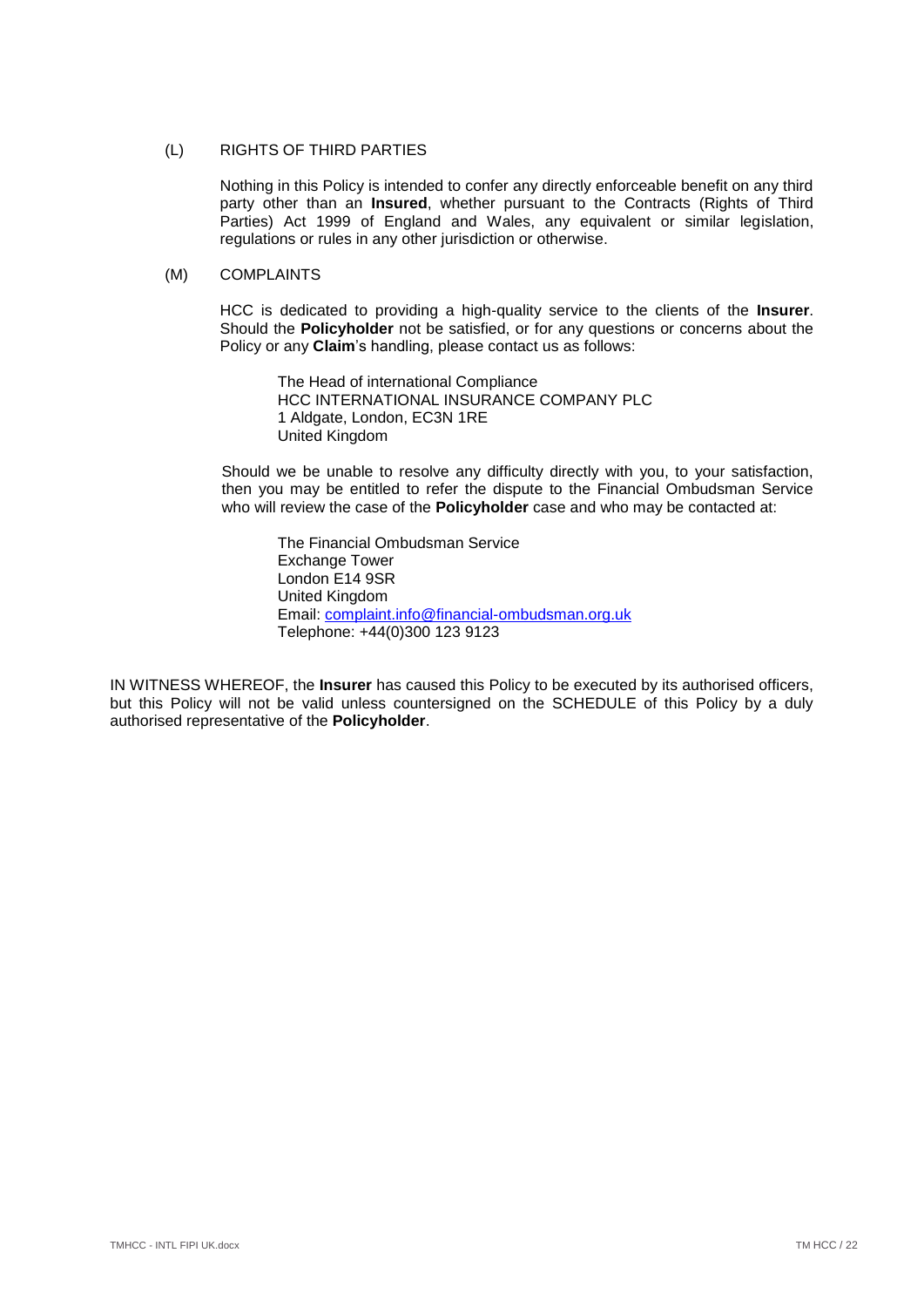(L) RIGHTS OF THIRD PARTIES

Nothing in this Policy is intended to confer any directly enforceable benefit on any third party other than an **Insured**, whether pursuant to the Contracts (Rights of Third Parties) Act 1999 of England and Wales, any equivalent or similar legislation, regulations or rules in any other jurisdiction or otherwise.

(M) COMPLAINTS

HCC is dedicated to providing a high-quality service to the clients of the **Insurer**. Should the **Policyholder** not be satisfied, or for any questions or concerns about the Policy or any **Claim**'s handling, please contact us as follows:

The Head of international Compliance
HCC INTERNATIONAL INSURANCE COMPANY PLC
1 Aldgate, London, EC3N 1RE
United Kingdom

Should we be unable to resolve any difficulty directly with you, to your satisfaction, then you may be entitled to refer the dispute to the Financial Ombudsman Service who will review the case of the **Policyholder** case and who may be contacted at:

The Financial Ombudsman Service
Exchange Tower
London E14 9SR
United Kingdom
Email: complaint.info@financial-ombudsman.org.uk
Telephone: +44(0)300 123 9123

IN WITNESS WHEREOF, the **Insurer** has caused this Policy to be executed by its authorised officers, but this Policy will not be valid unless countersigned on the SCHEDULE of this Policy by a duly authorised representative of the **Policyholder**.